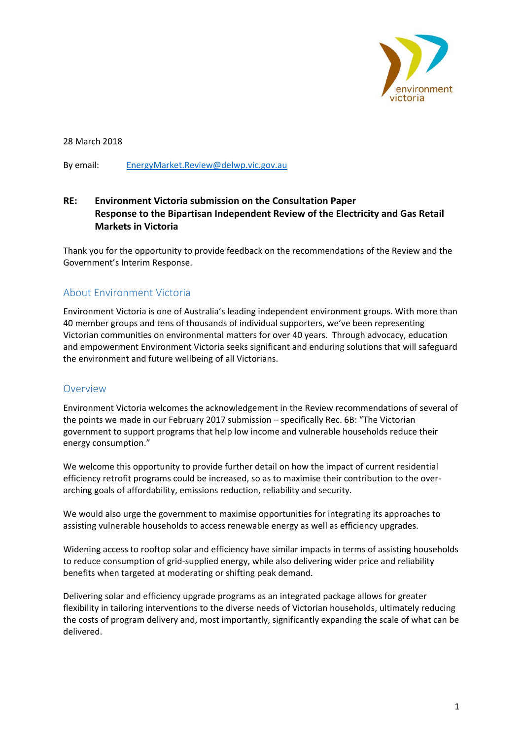28 March 2018

By email: EnergyMarket.Review@delwp.vic.gov.au

**RE: Environment Victoria submission on the Consultation Paper Response to the Bipartisan Independent Review of the Electricity and Gas Retail Markets in Victoria**

Thank you for the opportunity to provide feedback on the recommendations of the Review and the Government's Interim Response.

## About Environment Victoria

Environment Victoria is one of Australia's leading independent environment groups. With more than 40 member groups and tens of thousands of individual supporters, we've been representing Victorian communities on environmental matters for over 40 years. Through advocacy, education and empowerment Environment Victoria seeks significant and enduring solutions that will safeguard the environment and future wellbeing of all Victorians.

## Overview

Environment Victoria welcomes the acknowledgement in the Review recommendations of several of the points we made in our February 2017 submission – specifically Rec. 6B: "The Victorian government to support programs that help low income and vulnerable households reduce their energy consumption."

We welcome this opportunity to provide further detail on how the impact of current residential efficiency retrofit programs could be increased, so as to maximise their contribution to the over-arching goals of affordability, emissions reduction, reliability and security.

We would also urge the government to maximise opportunities for integrating its approaches to assisting vulnerable households to access renewable energy as well as efficiency upgrades.

Widening access to rooftop solar and efficiency have similar impacts in terms of assisting households to reduce consumption of grid-supplied energy, while also delivering wider price and reliability benefits when targeted at moderating or shifting peak demand.

Delivering solar and efficiency upgrade programs as an integrated package allows for greater flexibility in tailoring interventions to the diverse needs of Victorian households, ultimately reducing the costs of program delivery and, most importantly, significantly expanding the scale of what can be delivered.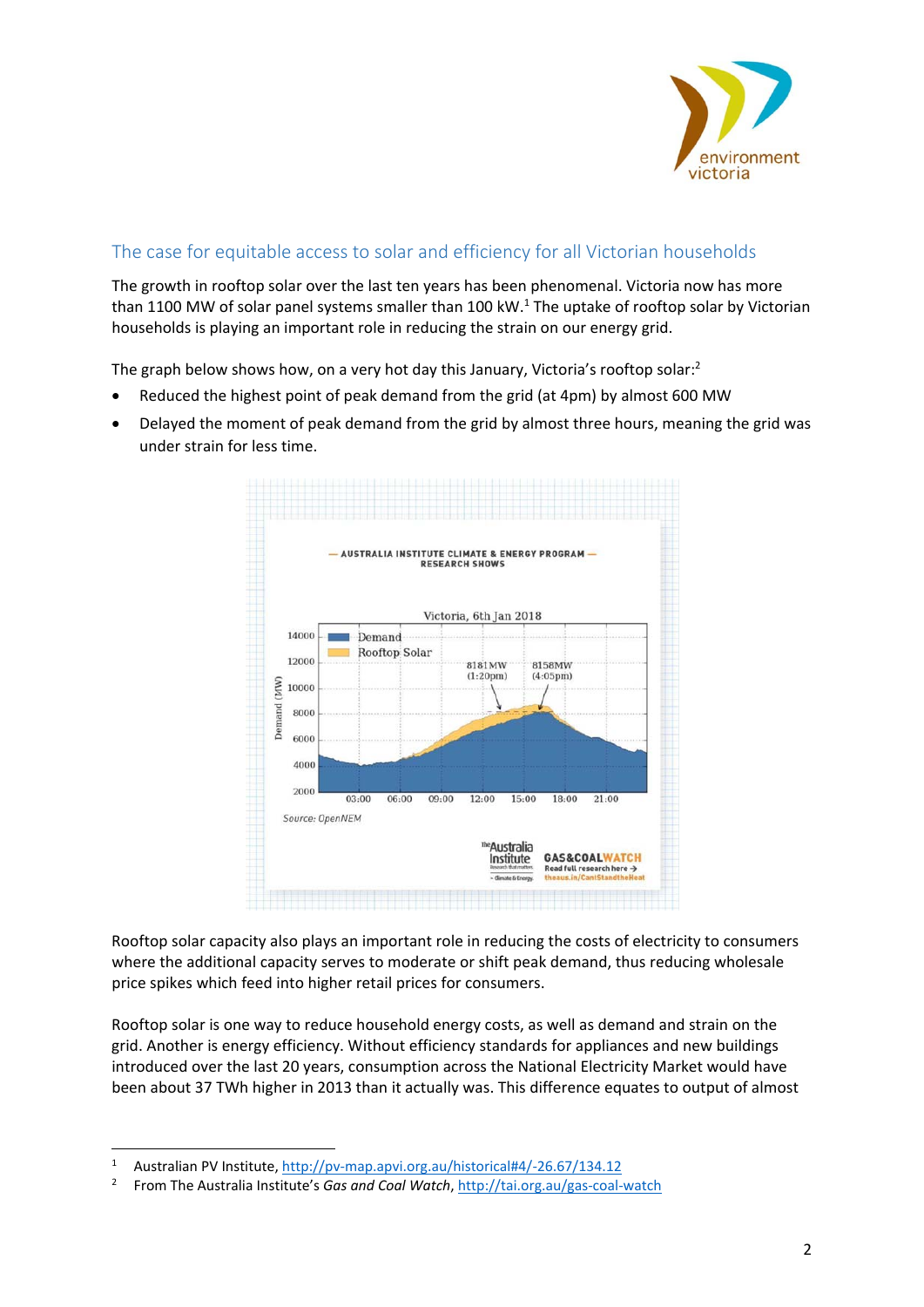## The case for equitable access to solar and efficiency for all Victorian households

The growth in rooftop solar over the last ten years has been phenomenal. Victoria now has more than 1100 MW of solar panel systems smaller than 100 kW.[1] The uptake of rooftop solar by Victorian households is playing an important role in reducing the strain on our energy grid.

The graph below shows how, on a very hot day this January, Victoria's rooftop solar:[2]

- Reduced the highest point of peak demand from the grid (at 4pm) by almost 600 MW
- Delayed the moment of peak demand from the grid by almost three hours, meaning the grid was under strain for less time.

Rooftop solar capacity also plays an important role in reducing the costs of electricity to consumers where the additional capacity serves to moderate or shift peak demand, thus reducing wholesale price spikes which feed into higher retail prices for consumers.

Rooftop solar is one way to reduce household energy costs, as well as demand and strain on the grid. Another is energy efficiency. Without efficiency standards for appliances and new buildings introduced over the last 20 years, consumption across the National Electricity Market would have been about 37 TWh higher in 2013 than it actually was. This difference equates to output of almost

---

[1] Australian PV Institute, http://pv-map.apvi.org.au/historical#4/-26.67/134.12

[2] From The Australia Institute's *Gas and Coal Watch*, http://tai.org.au/gas-coal-watch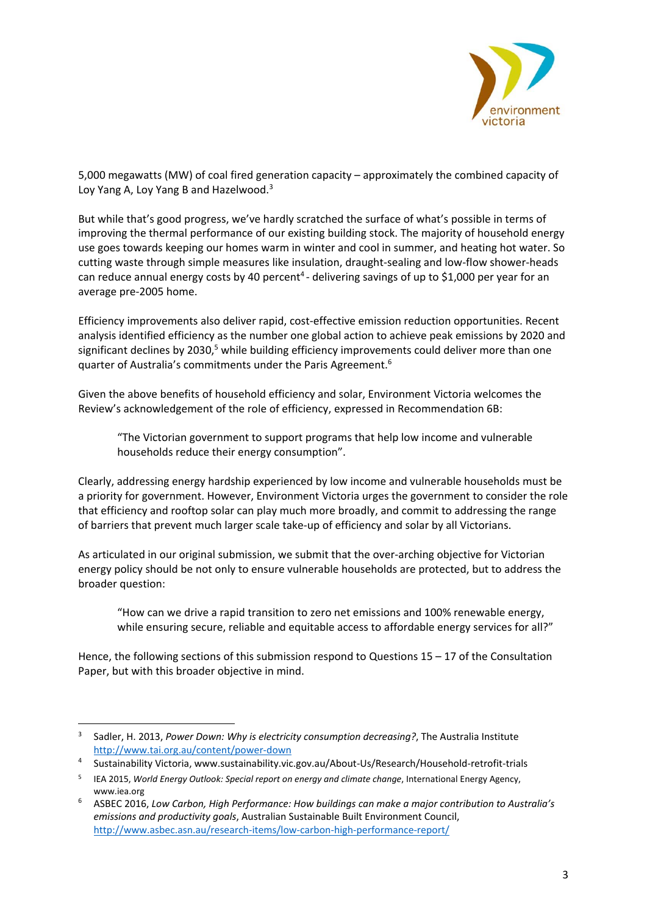5,000 megawatts (MW) of coal fired generation capacity – approximately the combined capacity of Loy Yang A, Loy Yang B and Hazelwood.[3]

But while that's good progress, we've hardly scratched the surface of what's possible in terms of improving the thermal performance of our existing building stock. The majority of household energy use goes towards keeping our homes warm in winter and cool in summer, and heating hot water. So cutting waste through simple measures like insulation, draught-sealing and low-flow shower-heads can reduce annual energy costs by 40 percent[4] - delivering savings of up to $1,000 per year for an average pre-2005 home.

Efficiency improvements also deliver rapid, cost-effective emission reduction opportunities. Recent analysis identified efficiency as the number one global action to achieve peak emissions by 2020 and significant declines by 2030,[5] while building efficiency improvements could deliver more than one quarter of Australia's commitments under the Paris Agreement.[6]

Given the above benefits of household efficiency and solar, Environment Victoria welcomes the Review's acknowledgement of the role of efficiency, expressed in Recommendation 6B:

> "The Victorian government to support programs that help low income and vulnerable households reduce their energy consumption".

Clearly, addressing energy hardship experienced by low income and vulnerable households must be a priority for government. However, Environment Victoria urges the government to consider the role that efficiency and rooftop solar can play much more broadly, and commit to addressing the range of barriers that prevent much larger scale take-up of efficiency and solar by all Victorians.

As articulated in our original submission, we submit that the over-arching objective for Victorian energy policy should be not only to ensure vulnerable households are protected, but to address the broader question:

> "How can we drive a rapid transition to zero net emissions and 100% renewable energy, while ensuring secure, reliable and equitable access to affordable energy services for all?"

Hence, the following sections of this submission respond to Questions 15 – 17 of the Consultation Paper, but with this broader objective in mind.

---

[3] Sadler, H. 2013, *Power Down: Why is electricity consumption decreasing?*, The Australia Institute http://www.tai.org.au/content/power-down

[4] Sustainability Victoria, www.sustainability.vic.gov.au/About-Us/Research/Household-retrofit-trials

[5] IEA 2015, *World Energy Outlook: Special report on energy and climate change*, International Energy Agency, www.iea.org

[6] ASBEC 2016, *Low Carbon, High Performance: How buildings can make a major contribution to Australia's emissions and productivity goals*, Australian Sustainable Built Environment Council, http://www.asbec.asn.au/research-items/low-carbon-high-performance-report/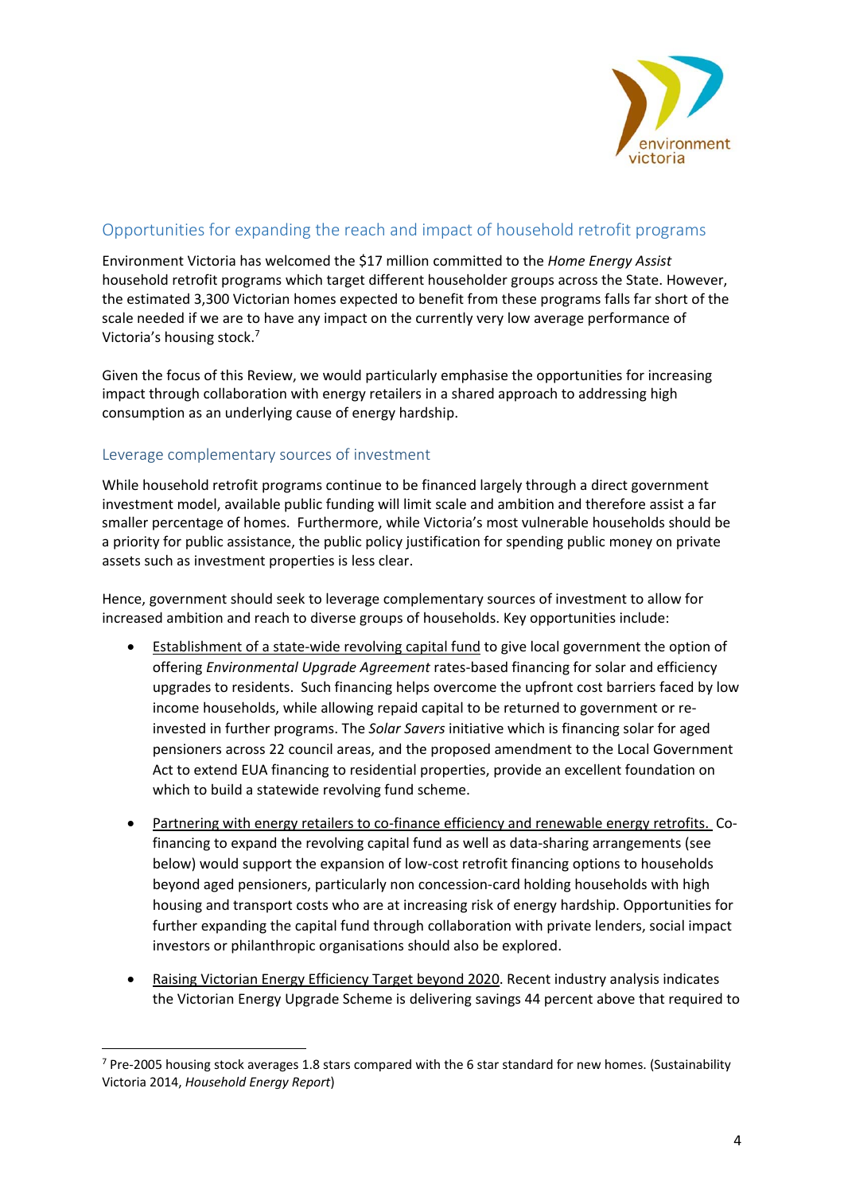## Opportunities for expanding the reach and impact of household retrofit programs

Environment Victoria has welcomed the $17 million committed to the *Home Energy Assist* household retrofit programs which target different householder groups across the State. However, the estimated 3,300 Victorian homes expected to benefit from these programs falls far short of the scale needed if we are to have any impact on the currently very low average performance of Victoria's housing stock.[7]

Given the focus of this Review, we would particularly emphasise the opportunities for increasing impact through collaboration with energy retailers in a shared approach to addressing high consumption as an underlying cause of energy hardship.

### Leverage complementary sources of investment

While household retrofit programs continue to be financed largely through a direct government investment model, available public funding will limit scale and ambition and therefore assist a far smaller percentage of homes. Furthermore, while Victoria's most vulnerable households should be a priority for public assistance, the public policy justification for spending public money on private assets such as investment properties is less clear.

Hence, government should seek to leverage complementary sources of investment to allow for increased ambition and reach to diverse groups of households. Key opportunities include:

- Establishment of a state-wide revolving capital fund to give local government the option of offering *Environmental Upgrade Agreement* rates-based financing for solar and efficiency upgrades to residents. Such financing helps overcome the upfront cost barriers faced by low income households, while allowing repaid capital to be returned to government or re-invested in further programs. The *Solar Savers* initiative which is financing solar for aged pensioners across 22 council areas, and the proposed amendment to the Local Government Act to extend EUA financing to residential properties, provide an excellent foundation on which to build a statewide revolving fund scheme.

- Partnering with energy retailers to co-finance efficiency and renewable energy retrofits. Co-financing to expand the revolving capital fund as well as data-sharing arrangements (see below) would support the expansion of low-cost retrofit financing options to households beyond aged pensioners, particularly non concession-card holding households with high housing and transport costs who are at increasing risk of energy hardship. Opportunities for further expanding the capital fund through collaboration with private lenders, social impact investors or philanthropic organisations should also be explored.

- Raising Victorian Energy Efficiency Target beyond 2020. Recent industry analysis indicates the Victorian Energy Upgrade Scheme is delivering savings 44 percent above that required to

---

[7] Pre-2005 housing stock averages 1.8 stars compared with the 6 star standard for new homes. (Sustainability Victoria 2014, *Household Energy Report*)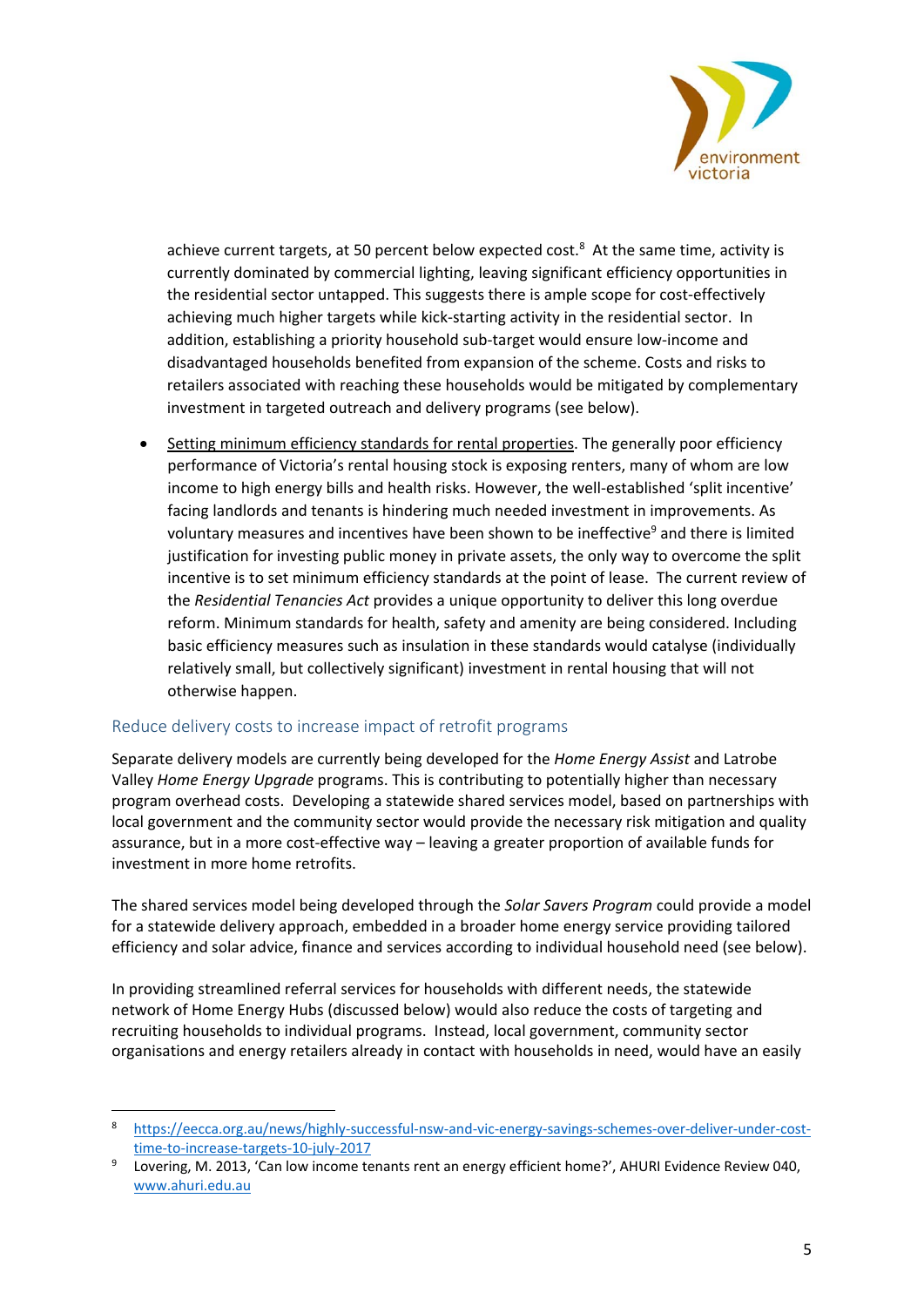achieve current targets, at 50 percent below expected cost.[8] At the same time, activity is currently dominated by commercial lighting, leaving significant efficiency opportunities in the residential sector untapped. This suggests there is ample scope for cost-effectively achieving much higher targets while kick-starting activity in the residential sector. In addition, establishing a priority household sub-target would ensure low-income and disadvantaged households benefited from expansion of the scheme. Costs and risks to retailers associated with reaching these households would be mitigated by complementary investment in targeted outreach and delivery programs (see below).

- Setting minimum efficiency standards for rental properties. The generally poor efficiency performance of Victoria's rental housing stock is exposing renters, many of whom are low income to high energy bills and health risks. However, the well-established 'split incentive' facing landlords and tenants is hindering much needed investment in improvements. As voluntary measures and incentives have been shown to be ineffective[9] and there is limited justification for investing public money in private assets, the only way to overcome the split incentive is to set minimum efficiency standards at the point of lease. The current review of the *Residential Tenancies Act* provides a unique opportunity to deliver this long overdue reform. Minimum standards for health, safety and amenity are being considered. Including basic efficiency measures such as insulation in these standards would catalyse (individually relatively small, but collectively significant) investment in rental housing that will not otherwise happen.

## Reduce delivery costs to increase impact of retrofit programs

Separate delivery models are currently being developed for the *Home Energy Assist* and Latrobe Valley *Home Energy Upgrade* programs. This is contributing to potentially higher than necessary program overhead costs. Developing a statewide shared services model, based on partnerships with local government and the community sector would provide the necessary risk mitigation and quality assurance, but in a more cost-effective way – leaving a greater proportion of available funds for investment in more home retrofits.

The shared services model being developed through the *Solar Savers Program* could provide a model for a statewide delivery approach, embedded in a broader home energy service providing tailored efficiency and solar advice, finance and services according to individual household need (see below).

In providing streamlined referral services for households with different needs, the statewide network of Home Energy Hubs (discussed below) would also reduce the costs of targeting and recruiting households to individual programs. Instead, local government, community sector organisations and energy retailers already in contact with households in need, would have an easily

---

[8] https://eecca.org.au/news/highly-successful-nsw-and-vic-energy-savings-schemes-over-deliver-under-cost-time-to-increase-targets-10-july-2017

[9] Lovering, M. 2013, 'Can low income tenants rent an energy efficient home?', AHURI Evidence Review 040, www.ahuri.edu.au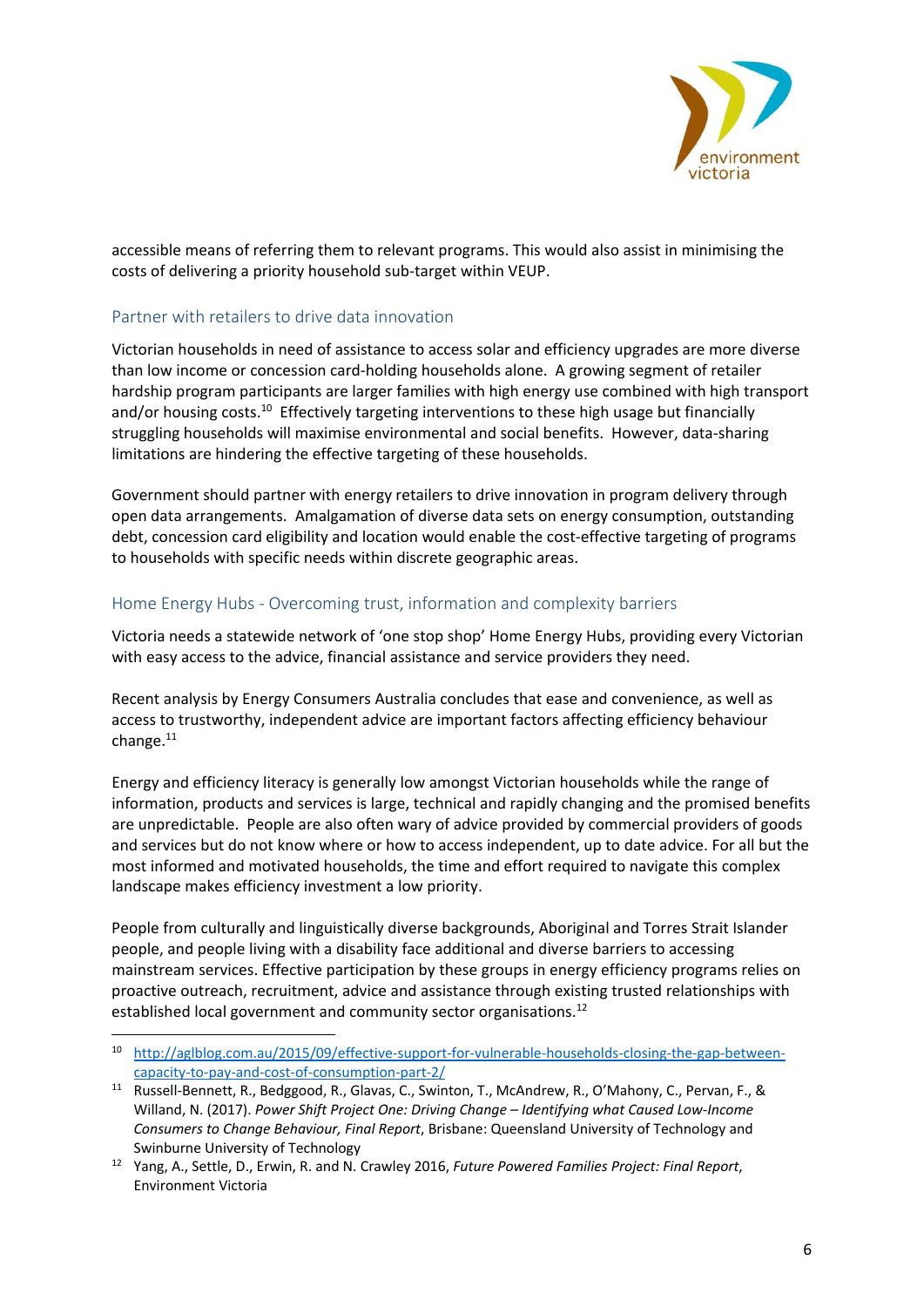accessible means of referring them to relevant programs. This would also assist in minimising the costs of delivering a priority household sub-target within VEUP.

## Partner with retailers to drive data innovation

Victorian households in need of assistance to access solar and efficiency upgrades are more diverse than low income or concession card-holding households alone. A growing segment of retailer hardship program participants are larger families with high energy use combined with high transport and/or housing costs.[10] Effectively targeting interventions to these high usage but financially struggling households will maximise environmental and social benefits. However, data-sharing limitations are hindering the effective targeting of these households.

Government should partner with energy retailers to drive innovation in program delivery through open data arrangements. Amalgamation of diverse data sets on energy consumption, outstanding debt, concession card eligibility and location would enable the cost-effective targeting of programs to households with specific needs within discrete geographic areas.

## Home Energy Hubs - Overcoming trust, information and complexity barriers

Victoria needs a statewide network of 'one stop shop' Home Energy Hubs, providing every Victorian with easy access to the advice, financial assistance and service providers they need.

Recent analysis by Energy Consumers Australia concludes that ease and convenience, as well as access to trustworthy, independent advice are important factors affecting efficiency behaviour change.[11]

Energy and efficiency literacy is generally low amongst Victorian households while the range of information, products and services is large, technical and rapidly changing and the promised benefits are unpredictable. People are also often wary of advice provided by commercial providers of goods and services but do not know where or how to access independent, up to date advice. For all but the most informed and motivated households, the time and effort required to navigate this complex landscape makes efficiency investment a low priority.

People from culturally and linguistically diverse backgrounds, Aboriginal and Torres Strait Islander people, and people living with a disability face additional and diverse barriers to accessing mainstream services. Effective participation by these groups in energy efficiency programs relies on proactive outreach, recruitment, advice and assistance through existing trusted relationships with established local government and community sector organisations.[12]

---

[10] http://aglblog.com.au/2015/09/effective-support-for-vulnerable-households-closing-the-gap-between-capacity-to-pay-and-cost-of-consumption-part-2/

[11] Russell-Bennett, R., Bedggood, R., Glavas, C., Swinton, T., McAndrew, R., O'Mahony, C., Pervan, F., & Willand, N. (2017). *Power Shift Project One: Driving Change – Identifying what Caused Low-Income Consumers to Change Behaviour, Final Report*, Brisbane: Queensland University of Technology and Swinburne University of Technology

[12] Yang, A., Settle, D., Erwin, R. and N. Crawley 2016, *Future Powered Families Project: Final Report*, Environment Victoria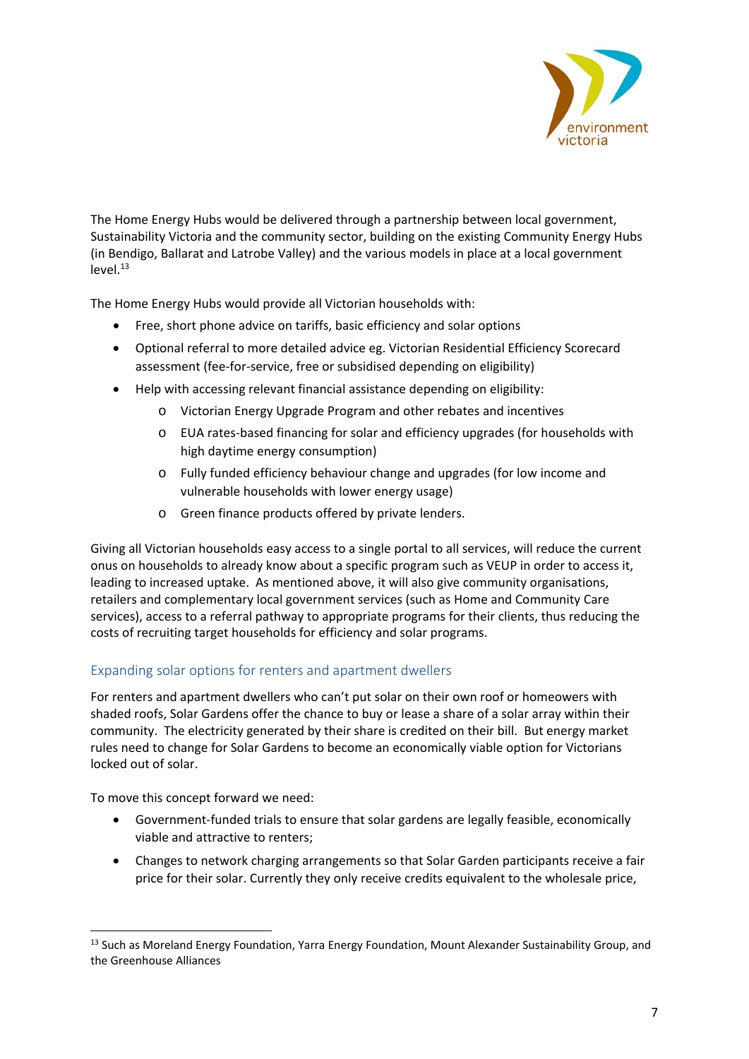The Home Energy Hubs would be delivered through a partnership between local government, Sustainability Victoria and the community sector, building on the existing Community Energy Hubs (in Bendigo, Ballarat and Latrobe Valley) and the various models in place at a local government level.[13]

The Home Energy Hubs would provide all Victorian households with:

- Free, short phone advice on tariffs, basic efficiency and solar options
- Optional referral to more detailed advice eg. Victorian Residential Efficiency Scorecard assessment (fee-for-service, free or subsidised depending on eligibility)
- Help with accessing relevant financial assistance depending on eligibility:
    - Victorian Energy Upgrade Program and other rebates and incentives
    - EUA rates-based financing for solar and efficiency upgrades (for households with high daytime energy consumption)
    - Fully funded efficiency behaviour change and upgrades (for low income and vulnerable households with lower energy usage)
    - Green finance products offered by private lenders.

Giving all Victorian households easy access to a single portal to all services, will reduce the current onus on households to already know about a specific program such as VEUP in order to access it, leading to increased uptake. As mentioned above, it will also give community organisations, retailers and complementary local government services (such as Home and Community Care services), access to a referral pathway to appropriate programs for their clients, thus reducing the costs of recruiting target households for efficiency and solar programs.

## Expanding solar options for renters and apartment dwellers

For renters and apartment dwellers who can't put solar on their own roof or homeowners with shaded roofs, Solar Gardens offer the chance to buy or lease a share of a solar array within their community. The electricity generated by their share is credited on their bill. But energy market rules need to change for Solar Gardens to become an economically viable option for Victorians locked out of solar.

To move this concept forward we need:

- Government-funded trials to ensure that solar gardens are legally feasible, economically viable and attractive to renters;
- Changes to network charging arrangements so that Solar Garden participants receive a fair price for their solar. Currently they only receive credits equivalent to the wholesale price,

[13] Such as Moreland Energy Foundation, Yarra Energy Foundation, Mount Alexander Sustainability Group, and the Greenhouse Alliances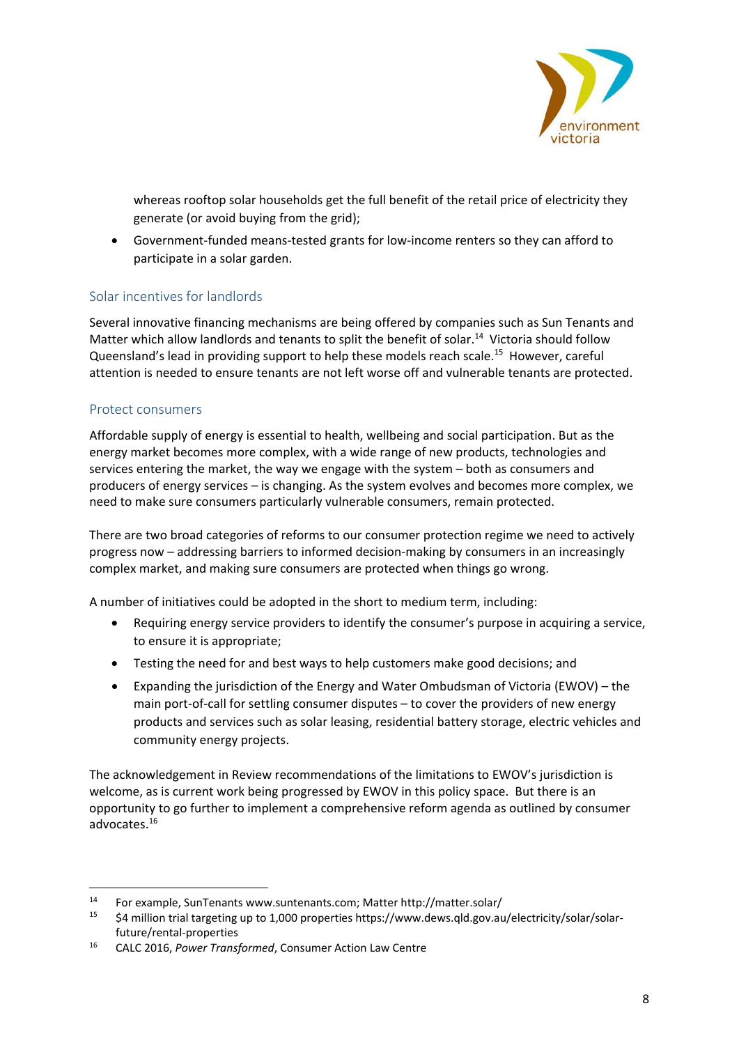whereas rooftop solar households get the full benefit of the retail price of electricity they generate (or avoid buying from the grid);

- Government-funded means-tested grants for low-income renters so they can afford to participate in a solar garden.

## Solar incentives for landlords

Several innovative financing mechanisms are being offered by companies such as Sun Tenants and Matter which allow landlords and tenants to split the benefit of solar.[14] Victoria should follow Queensland's lead in providing support to help these models reach scale.[15] However, careful attention is needed to ensure tenants are not left worse off and vulnerable tenants are protected.

## Protect consumers

Affordable supply of energy is essential to health, wellbeing and social participation. But as the energy market becomes more complex, with a wide range of new products, technologies and services entering the market, the way we engage with the system – both as consumers and producers of energy services – is changing. As the system evolves and becomes more complex, we need to make sure consumers particularly vulnerable consumers, remain protected.

There are two broad categories of reforms to our consumer protection regime we need to actively progress now – addressing barriers to informed decision-making by consumers in an increasingly complex market, and making sure consumers are protected when things go wrong.

A number of initiatives could be adopted in the short to medium term, including:

- Requiring energy service providers to identify the consumer's purpose in acquiring a service, to ensure it is appropriate;
- Testing the need for and best ways to help customers make good decisions; and
- Expanding the jurisdiction of the Energy and Water Ombudsman of Victoria (EWOV) – the main port-of-call for settling consumer disputes – to cover the providers of new energy products and services such as solar leasing, residential battery storage, electric vehicles and community energy projects.

The acknowledgement in Review recommendations of the limitations to EWOV's jurisdiction is welcome, as is current work being progressed by EWOV in this policy space. But there is an opportunity to go further to implement a comprehensive reform agenda as outlined by consumer advocates.[16]

---

[14] For example, SunTenants www.suntenants.com; Matter http://matter.solar/

[15] $4 million trial targeting up to 1,000 properties https://www.dews.qld.gov.au/electricity/solar/solar-future/rental-properties

[16] CALC 2016, *Power Transformed*, Consumer Action Law Centre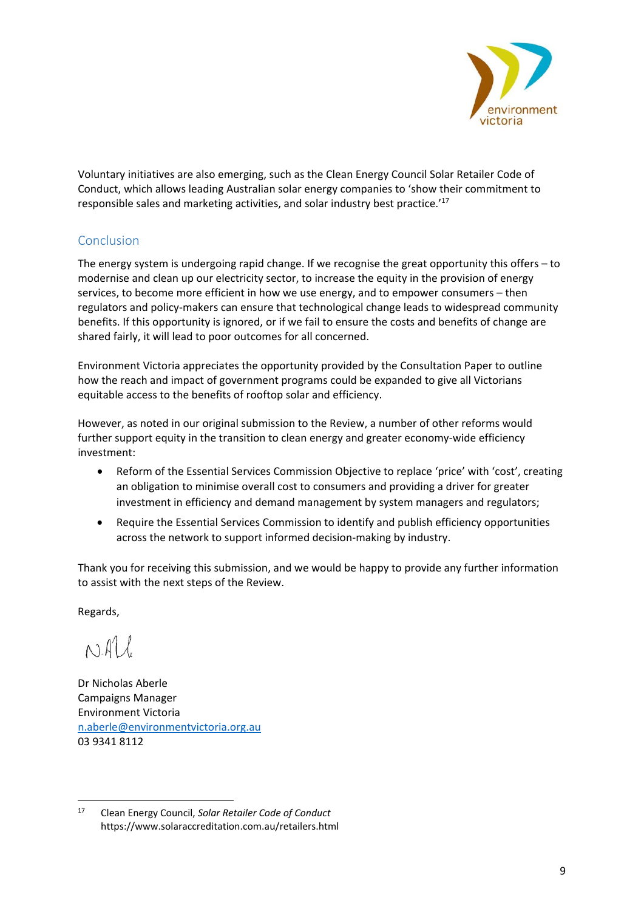Voluntary initiatives are also emerging, such as the Clean Energy Council Solar Retailer Code of Conduct, which allows leading Australian solar energy companies to 'show their commitment to responsible sales and marketing activities, and solar industry best practice.'[17]

## Conclusion

The energy system is undergoing rapid change. If we recognise the great opportunity this offers – to modernise and clean up our electricity sector, to increase the equity in the provision of energy services, to become more efficient in how we use energy, and to empower consumers – then regulators and policy-makers can ensure that technological change leads to widespread community benefits. If this opportunity is ignored, or if we fail to ensure the costs and benefits of change are shared fairly, it will lead to poor outcomes for all concerned.

Environment Victoria appreciates the opportunity provided by the Consultation Paper to outline how the reach and impact of government programs could be expanded to give all Victorians equitable access to the benefits of rooftop solar and efficiency.

However, as noted in our original submission to the Review, a number of other reforms would further support equity in the transition to clean energy and greater economy-wide efficiency investment:

- Reform of the Essential Services Commission Objective to replace 'price' with 'cost', creating an obligation to minimise overall cost to consumers and providing a driver for greater investment in efficiency and demand management by system managers and regulators;
- Require the Essential Services Commission to identify and publish efficiency opportunities across the network to support informed decision-making by industry.

Thank you for receiving this submission, and we would be happy to provide any further information to assist with the next steps of the Review.

Regards,

Dr Nicholas Aberle
Campaigns Manager
Environment Victoria
n.aberle@environmentvictoria.org.au
03 9341 8112

---

[17] Clean Energy Council, *Solar Retailer Code of Conduct* https://www.solaraccreditation.com.au/retailers.html